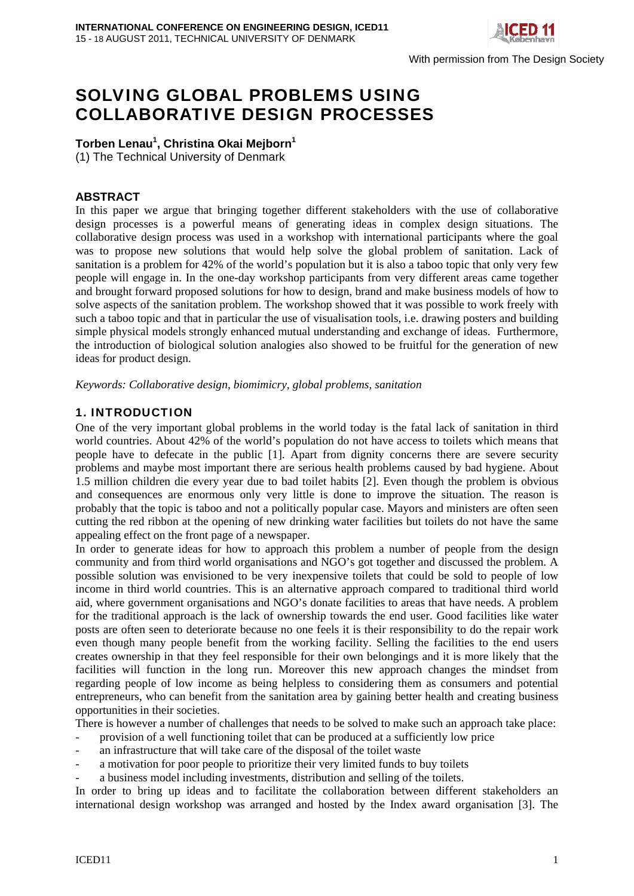# SOLVING GLOBAL PROBLEMS USING COLLABORATIVE DESIGN PROCESSES

**Torben Lenau[1], Christina Okai Mejborn[1]**

(1) The Technical University of Denmark

## ABSTRACT

In this paper we argue that bringing together different stakeholders with the use of collaborative design processes is a powerful means of generating ideas in complex design situations. The collaborative design process was used in a workshop with international participants where the goal was to propose new solutions that would help solve the global problem of sanitation. Lack of sanitation is a problem for 42% of the world's population but it is also a taboo topic that only very few people will engage in. In the one-day workshop participants from very different areas came together and brought forward proposed solutions for how to design, brand and make business models of how to solve aspects of the sanitation problem. The workshop showed that it was possible to work freely with such a taboo topic and that in particular the use of visualisation tools, i.e. drawing posters and building simple physical models strongly enhanced mutual understanding and exchange of ideas. Furthermore, the introduction of biological solution analogies also showed to be fruitful for the generation of new ideas for product design.

*Keywords: Collaborative design, biomimicry, global problems, sanitation*

## 1. INTRODUCTION

One of the very important global problems in the world today is the fatal lack of sanitation in third world countries. About 42% of the world's population do not have access to toilets which means that people have to defecate in the public [1]. Apart from dignity concerns there are severe security problems and maybe most important there are serious health problems caused by bad hygiene. About 1.5 million children die every year due to bad toilet habits [2]. Even though the problem is obvious and consequences are enormous only very little is done to improve the situation. The reason is probably that the topic is taboo and not a politically popular case. Mayors and ministers are often seen cutting the red ribbon at the opening of new drinking water facilities but toilets do not have the same appealing effect on the front page of a newspaper.

In order to generate ideas for how to approach this problem a number of people from the design community and from third world organisations and NGO's got together and discussed the problem. A possible solution was envisioned to be very inexpensive toilets that could be sold to people of low income in third world countries. This is an alternative approach compared to traditional third world aid, where government organisations and NGO's donate facilities to areas that have needs. A problem for the traditional approach is the lack of ownership towards the end user. Good facilities like water posts are often seen to deteriorate because no one feels it is their responsibility to do the repair work even though many people benefit from the working facility. Selling the facilities to the end users creates ownership in that they feel responsible for their own belongings and it is more likely that the facilities will function in the long run. Moreover this new approach changes the mindset from regarding people of low income as being helpless to considering them as consumers and potential entrepreneurs, who can benefit from the sanitation area by gaining better health and creating business opportunities in their societies.

There is however a number of challenges that needs to be solved to make such an approach take place:

- provision of a well functioning toilet that can be produced at a sufficiently low price
- an infrastructure that will take care of the disposal of the toilet waste
- a motivation for poor people to prioritize their very limited funds to buy toilets
- a business model including investments, distribution and selling of the toilets.

In order to bring up ideas and to facilitate the collaboration between different stakeholders an international design workshop was arranged and hosted by the Index award organisation [3]. The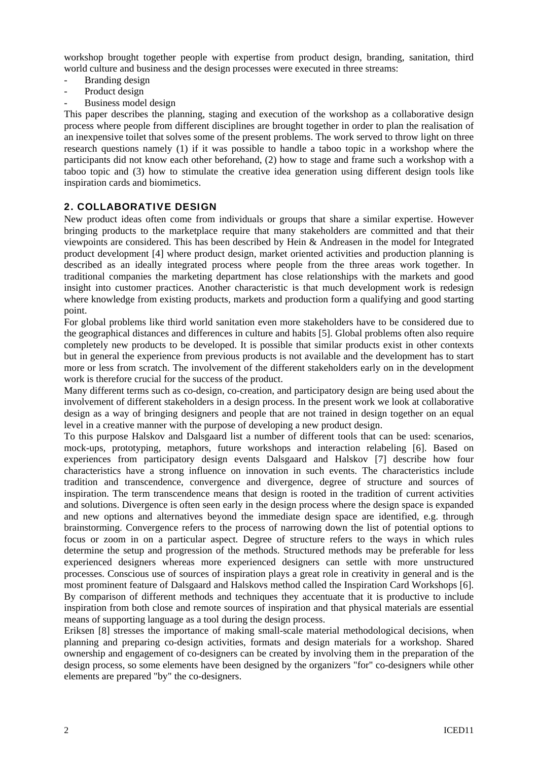workshop brought together people with expertise from product design, branding, sanitation, third world culture and business and the design processes were executed in three streams:

- Branding design
- Product design
- Business model design

This paper describes the planning, staging and execution of the workshop as a collaborative design process where people from different disciplines are brought together in order to plan the realisation of an inexpensive toilet that solves some of the present problems. The work served to throw light on three research questions namely (1) if it was possible to handle a taboo topic in a workshop where the participants did not know each other beforehand, (2) how to stage and frame such a workshop with a taboo topic and (3) how to stimulate the creative idea generation using different design tools like inspiration cards and biomimetics.

## 2. COLLABORATIVE DESIGN

New product ideas often come from individuals or groups that share a similar expertise. However bringing products to the marketplace require that many stakeholders are committed and that their viewpoints are considered. This has been described by Hein & Andreasen in the model for Integrated product development [4] where product design, market oriented activities and production planning is described as an ideally integrated process where people from the three areas work together. In traditional companies the marketing department has close relationships with the markets and good insight into customer practices. Another characteristic is that much development work is redesign where knowledge from existing products, markets and production form a qualifying and good starting point.

For global problems like third world sanitation even more stakeholders have to be considered due to the geographical distances and differences in culture and habits [5]. Global problems often also require completely new products to be developed. It is possible that similar products exist in other contexts but in general the experience from previous products is not available and the development has to start more or less from scratch. The involvement of the different stakeholders early on in the development work is therefore crucial for the success of the product.

Many different terms such as co-design, co-creation, and participatory design are being used about the involvement of different stakeholders in a design process. In the present work we look at collaborative design as a way of bringing designers and people that are not trained in design together on an equal level in a creative manner with the purpose of developing a new product design.

To this purpose Halskov and Dalsgaard list a number of different tools that can be used: scenarios, mock-ups, prototyping, metaphors, future workshops and interaction relabeling [6]. Based on experiences from participatory design events Dalsgaard and Halskov [7] describe how four characteristics have a strong influence on innovation in such events. The characteristics include tradition and transcendence, convergence and divergence, degree of structure and sources of inspiration. The term transcendence means that design is rooted in the tradition of current activities and solutions. Divergence is often seen early in the design process where the design space is expanded and new options and alternatives beyond the immediate design space are identified, e.g. through brainstorming. Convergence refers to the process of narrowing down the list of potential options to focus or zoom in on a particular aspect. Degree of structure refers to the ways in which rules determine the setup and progression of the methods. Structured methods may be preferable for less experienced designers whereas more experienced designers can settle with more unstructured processes. Conscious use of sources of inspiration plays a great role in creativity in general and is the most prominent feature of Dalsgaard and Halskovs method called the Inspiration Card Workshops [6]. By comparison of different methods and techniques they accentuate that it is productive to include inspiration from both close and remote sources of inspiration and that physical materials are essential means of supporting language as a tool during the design process.

Eriksen [8] stresses the importance of making small-scale material methodological decisions, when planning and preparing co-design activities, formats and design materials for a workshop. Shared ownership and engagement of co-designers can be created by involving them in the preparation of the design process, so some elements have been designed by the organizers "for" co-designers while other elements are prepared "by" the co-designers.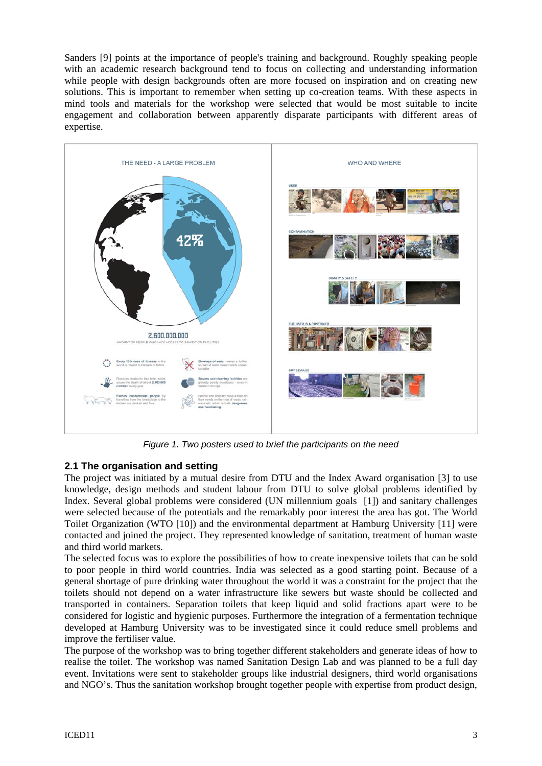Sanders [9] points at the importance of people's training and background. Roughly speaking people with an academic research background tend to focus on collecting and understanding information while people with design backgrounds often are more focused on inspiration and on creating new solutions. This is important to remember when setting up co-creation teams. With these aspects in mind tools and materials for the workshop were selected that would be most suitable to incite engagement and collaboration between apparently disparate participants with different areas of expertise.

*Figure 1. Two posters used to brief the participants on the need*

## 2.1 The organisation and setting

The project was initiated by a mutual desire from DTU and the Index Award organisation [3] to use knowledge, design methods and student labour from DTU to solve global problems identified by Index. Several global problems were considered (UN millennium goals [1]) and sanitary challenges were selected because of the potentials and the remarkably poor interest the area has got. The World Toilet Organization (WTO [10]) and the environmental department at Hamburg University [11] were contacted and joined the project. They represented knowledge of sanitation, treatment of human waste and third world markets.

The selected focus was to explore the possibilities of how to create inexpensive toilets that can be sold to poor people in third world countries. India was selected as a good starting point. Because of a general shortage of pure drinking water throughout the world it was a constraint for the project that the toilets should not depend on a water infrastructure like sewers but waste should be collected and transported in containers. Separation toilets that keep liquid and solid fractions apart were to be considered for logistic and hygienic purposes. Furthermore the integration of a fermentation technique developed at Hamburg University was to be investigated since it could reduce smell problems and improve the fertiliser value.

The purpose of the workshop was to bring together different stakeholders and generate ideas of how to realise the toilet. The workshop was named Sanitation Design Lab and was planned to be a full day event. Invitations were sent to stakeholder groups like industrial designers, third world organisations and NGO's. Thus the sanitation workshop brought together people with expertise from product design,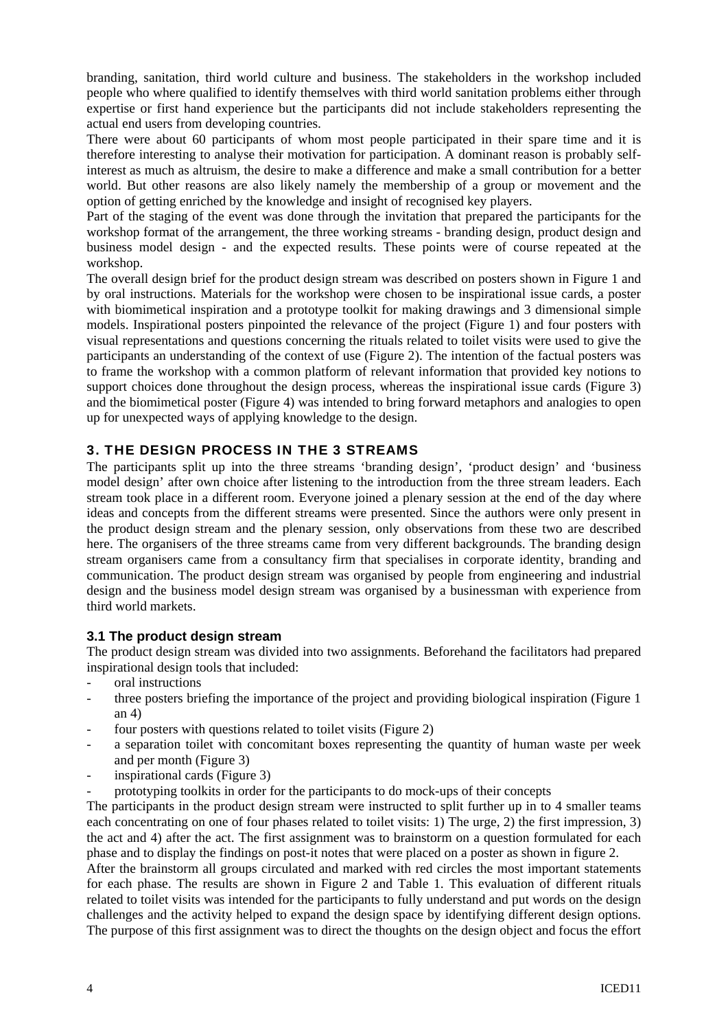branding, sanitation, third world culture and business. The stakeholders in the workshop included people who where qualified to identify themselves with third world sanitation problems either through expertise or first hand experience but the participants did not include stakeholders representing the actual end users from developing countries.

There were about 60 participants of whom most people participated in their spare time and it is therefore interesting to analyse their motivation for participation. A dominant reason is probably self-interest as much as altruism, the desire to make a difference and make a small contribution for a better world. But other reasons are also likely namely the membership of a group or movement and the option of getting enriched by the knowledge and insight of recognised key players.

Part of the staging of the event was done through the invitation that prepared the participants for the workshop format of the arrangement, the three working streams - branding design, product design and business model design - and the expected results. These points were of course repeated at the workshop.

The overall design brief for the product design stream was described on posters shown in Figure 1 and by oral instructions. Materials for the workshop were chosen to be inspirational issue cards, a poster with biomimetical inspiration and a prototype toolkit for making drawings and 3 dimensional simple models. Inspirational posters pinpointed the relevance of the project (Figure 1) and four posters with visual representations and questions concerning the rituals related to toilet visits were used to give the participants an understanding of the context of use (Figure 2). The intention of the factual posters was to frame the workshop with a common platform of relevant information that provided key notions to support choices done throughout the design process, whereas the inspirational issue cards (Figure 3) and the biomimetical poster (Figure 4) was intended to bring forward metaphors and analogies to open up for unexpected ways of applying knowledge to the design.

## 3. THE DESIGN PROCESS IN THE 3 STREAMS

The participants split up into the three streams 'branding design', 'product design' and 'business model design' after own choice after listening to the introduction from the three stream leaders. Each stream took place in a different room. Everyone joined a plenary session at the end of the day where ideas and concepts from the different streams were presented. Since the authors were only present in the product design stream and the plenary session, only observations from these two are described here. The organisers of the three streams came from very different backgrounds. The branding design stream organisers came from a consultancy firm that specialises in corporate identity, branding and communication. The product design stream was organised by people from engineering and industrial design and the business model design stream was organised by a businessman with experience from third world markets.

### 3.1 The product design stream

The product design stream was divided into two assignments. Beforehand the facilitators had prepared inspirational design tools that included:

- oral instructions
- three posters briefing the importance of the project and providing biological inspiration (Figure 1 an 4)
- four posters with questions related to toilet visits (Figure 2)
- a separation toilet with concomitant boxes representing the quantity of human waste per week and per month (Figure 3)
- inspirational cards (Figure 3)
- prototyping toolkits in order for the participants to do mock-ups of their concepts

The participants in the product design stream were instructed to split further up in to 4 smaller teams each concentrating on one of four phases related to toilet visits: 1) The urge, 2) the first impression, 3) the act and 4) after the act. The first assignment was to brainstorm on a question formulated for each phase and to display the findings on post-it notes that were placed on a poster as shown in figure 2.

After the brainstorm all groups circulated and marked with red circles the most important statements for each phase. The results are shown in Figure 2 and Table 1. This evaluation of different rituals related to toilet visits was intended for the participants to fully understand and put words on the design challenges and the activity helped to expand the design space by identifying different design options. The purpose of this first assignment was to direct the thoughts on the design object and focus the effort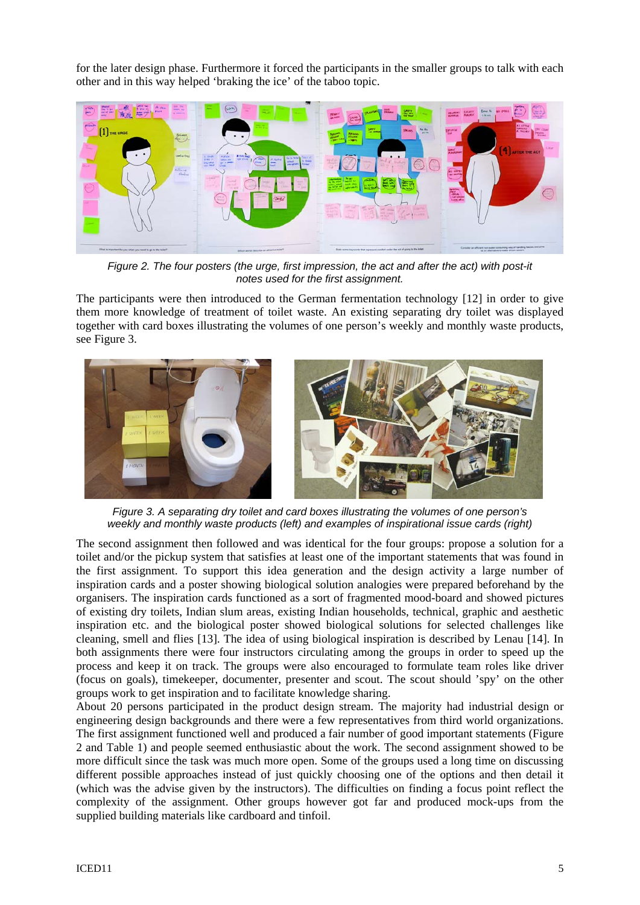for the later design phase. Furthermore it forced the participants in the smaller groups to talk with each other and in this way helped 'braking the ice' of the taboo topic.

*Figure 2. The four posters (the urge, first impression, the act and after the act) with post-it notes used for the first assignment.*

The participants were then introduced to the German fermentation technology [12] in order to give them more knowledge of treatment of toilet waste. An existing separating dry toilet was displayed together with card boxes illustrating the volumes of one person's weekly and monthly waste products, see Figure 3.

*Figure 3. A separating dry toilet and card boxes illustrating the volumes of one person's weekly and monthly waste products (left) and examples of inspirational issue cards (right)*

The second assignment then followed and was identical for the four groups: propose a solution for a toilet and/or the pickup system that satisfies at least one of the important statements that was found in the first assignment. To support this idea generation and the design activity a large number of inspiration cards and a poster showing biological solution analogies were prepared beforehand by the organisers. The inspiration cards functioned as a sort of fragmented mood-board and showed pictures of existing dry toilets, Indian slum areas, existing Indian households, technical, graphic and aesthetic inspiration etc. and the biological poster showed biological solutions for selected challenges like cleaning, smell and flies [13]. The idea of using biological inspiration is described by Lenau [14]. In both assignments there were four instructors circulating among the groups in order to speed up the process and keep it on track. The groups were also encouraged to formulate team roles like driver (focus on goals), timekeeper, documenter, presenter and scout. The scout should 'spy' on the other groups work to get inspiration and to facilitate knowledge sharing.

About 20 persons participated in the product design stream. The majority had industrial design or engineering design backgrounds and there were a few representatives from third world organizations. The first assignment functioned well and produced a fair number of good important statements (Figure 2 and Table 1) and people seemed enthusiastic about the work. The second assignment showed to be more difficult since the task was much more open. Some of the groups used a long time on discussing different possible approaches instead of just quickly choosing one of the options and then detail it (which was the advise given by the instructors). The difficulties on finding a focus point reflect the complexity of the assignment. Other groups however got far and produced mock-ups from the supplied building materials like cardboard and tinfoil.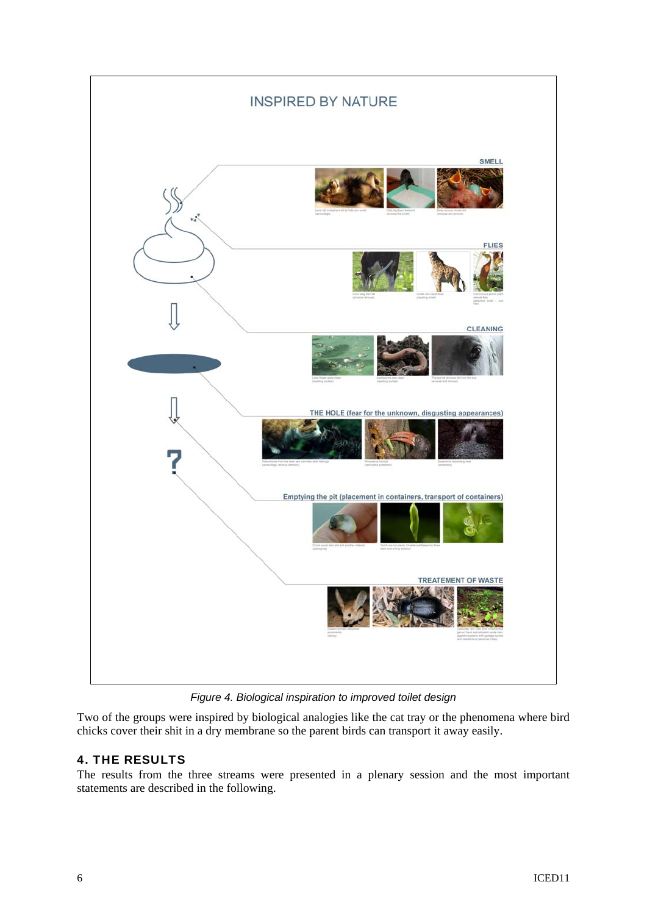*Figure 4. Biological inspiration to improved toilet design*

Two of the groups were inspired by biological analogies like the cat tray or the phenomena where bird chicks cover their shit in a dry membrane so the parent birds can transport it away easily.

## 4. THE RESULTS

The results from the three streams were presented in a plenary session and the most important statements are described in the following.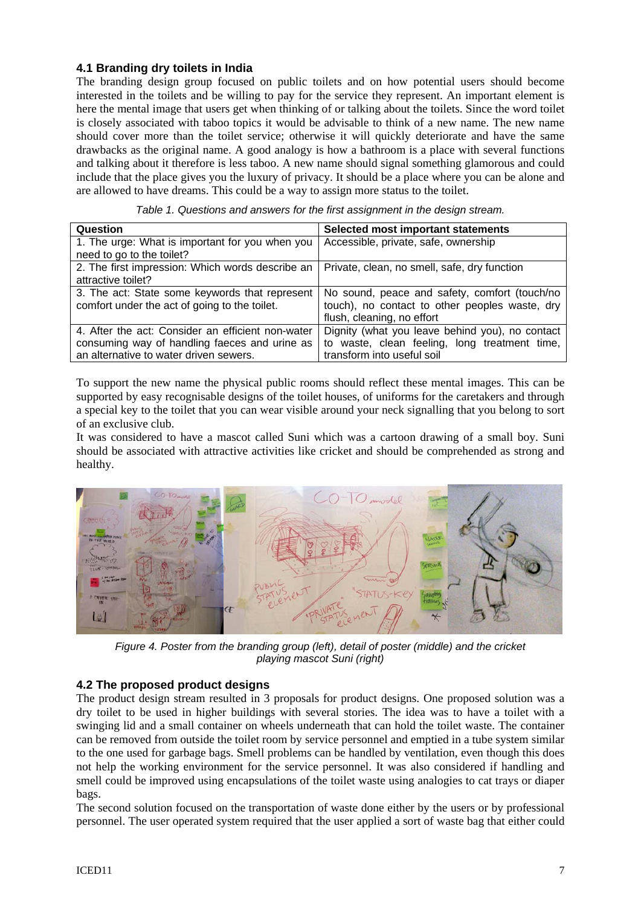### 4.1 Branding dry toilets in India

The branding design group focused on public toilets and on how potential users should become interested in the toilets and be willing to pay for the service they represent. An important element is here the mental image that users get when thinking of or talking about the toilets. Since the word toilet is closely associated with taboo topics it would be advisable to think of a new name. The new name should cover more than the toilet service; otherwise it will quickly deteriorate and have the same drawbacks as the original name. A good analogy is how a bathroom is a place with several functions and talking about it therefore is less taboo. A new name should signal something glamorous and could include that the place gives you the luxury of privacy. It should be a place where you can be alone and are allowed to have dreams. This could be a way to assign more status to the toilet.

*Table 1. Questions and answers for the first assignment in the design stream.*

| Question | Selected most important statements |
|---|---|
| 1. The urge: What is important for you when you need to go to the toilet? | Accessible, private, safe, ownership |
| 2. The first impression: Which words describe an attractive toilet? | Private, clean, no smell, safe, dry function |
| 3. The act: State some keywords that represent comfort under the act of going to the toilet. | No sound, peace and safety, comfort (touch/no touch), no contact to other peoples waste, dry flush, cleaning, no effort |
| 4. After the act: Consider an efficient non-water consuming way of handling faeces and urine as an alternative to water driven sewers. | Dignity (what you leave behind you), no contact to waste, clean feeling, long treatment time, transform into useful soil |

To support the new name the physical public rooms should reflect these mental images. This can be supported by easy recognisable designs of the toilet houses, of uniforms for the caretakers and through a special key to the toilet that you can wear visible around your neck signalling that you belong to sort of an exclusive club.

It was considered to have a mascot called Suni which was a cartoon drawing of a small boy. Suni should be associated with attractive activities like cricket and should be comprehended as strong and healthy.

*Figure 4. Poster from the branding group (left), detail of poster (middle) and the cricket playing mascot Suni (right)*

### 4.2 The proposed product designs

The product design stream resulted in 3 proposals for product designs. One proposed solution was a dry toilet to be used in higher buildings with several stories. The idea was to have a toilet with a swinging lid and a small container on wheels underneath that can hold the toilet waste. The container can be removed from outside the toilet room by service personnel and emptied in a tube system similar to the one used for garbage bags. Smell problems can be handled by ventilation, even though this does not help the working environment for the service personnel. It was also considered if handling and smell could be improved using encapsulations of the toilet waste using analogies to cat trays or diaper bags.

The second solution focused on the transportation of waste done either by the users or by professional personnel. The user operated system required that the user applied a sort of waste bag that either could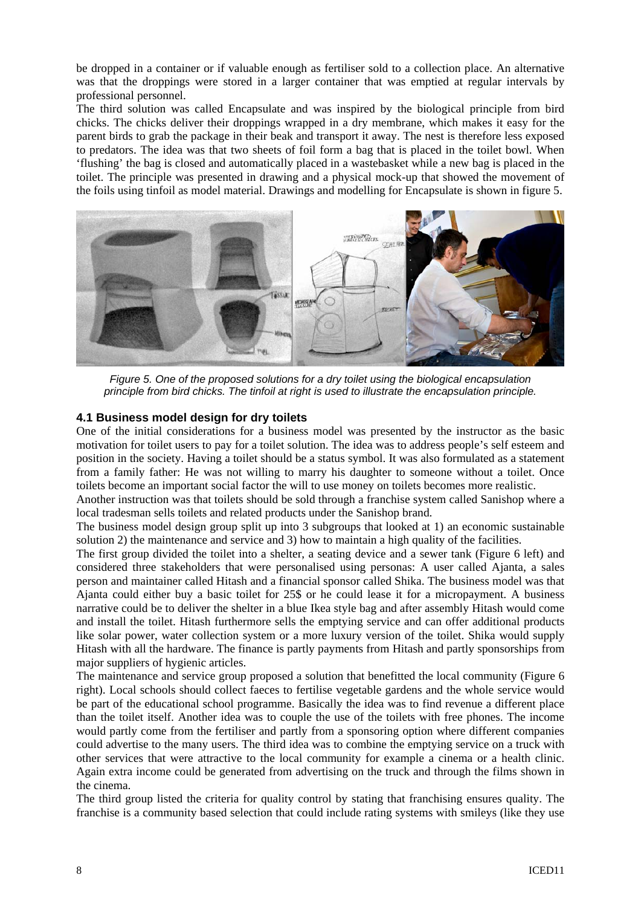be dropped in a container or if valuable enough as fertiliser sold to a collection place. An alternative was that the droppings were stored in a larger container that was emptied at regular intervals by professional personnel.

The third solution was called Encapsulate and was inspired by the biological principle from bird chicks. The chicks deliver their droppings wrapped in a dry membrane, which makes it easy for the parent birds to grab the package in their beak and transport it away. The nest is therefore less exposed to predators. The idea was that two sheets of foil form a bag that is placed in the toilet bowl. When 'flushing' the bag is closed and automatically placed in a wastebasket while a new bag is placed in the toilet. The principle was presented in drawing and a physical mock-up that showed the movement of the foils using tinfoil as model material. Drawings and modelling for Encapsulate is shown in figure 5.

*Figure 5. One of the proposed solutions for a dry toilet using the biological encapsulation principle from bird chicks. The tinfoil at right is used to illustrate the encapsulation principle.*

### 4.1 Business model design for dry toilets

One of the initial considerations for a business model was presented by the instructor as the basic motivation for toilet users to pay for a toilet solution. The idea was to address people's self esteem and position in the society. Having a toilet should be a status symbol. It was also formulated as a statement from a family father: He was not willing to marry his daughter to someone without a toilet. Once toilets become an important social factor the will to use money on toilets becomes more realistic.

Another instruction was that toilets should be sold through a franchise system called Sanishop where a local tradesman sells toilets and related products under the Sanishop brand.

The business model design group split up into 3 subgroups that looked at 1) an economic sustainable solution 2) the maintenance and service and 3) how to maintain a high quality of the facilities.

The first group divided the toilet into a shelter, a seating device and a sewer tank (Figure 6 left) and considered three stakeholders that were personalised using personas: A user called Ajanta, a sales person and maintainer called Hitash and a financial sponsor called Shika. The business model was that Ajanta could either buy a basic toilet for 25$ or he could lease it for a micropayment. A business narrative could be to deliver the shelter in a blue Ikea style bag and after assembly Hitash would come and install the toilet. Hitash furthermore sells the emptying service and can offer additional products like solar power, water collection system or a more luxury version of the toilet. Shika would supply Hitash with all the hardware. The finance is partly payments from Hitash and partly sponsorships from major suppliers of hygienic articles.

The maintenance and service group proposed a solution that benefitted the local community (Figure 6 right). Local schools should collect faeces to fertilise vegetable gardens and the whole service would be part of the educational school programme. Basically the idea was to find revenue a different place than the toilet itself. Another idea was to couple the use of the toilets with free phones. The income would partly come from the fertiliser and partly from a sponsoring option where different companies could advertise to the many users. The third idea was to combine the emptying service on a truck with other services that were attractive to the local community for example a cinema or a health clinic. Again extra income could be generated from advertising on the truck and through the films shown in the cinema.

The third group listed the criteria for quality control by stating that franchising ensures quality. The franchise is a community based selection that could include rating systems with smileys (like they use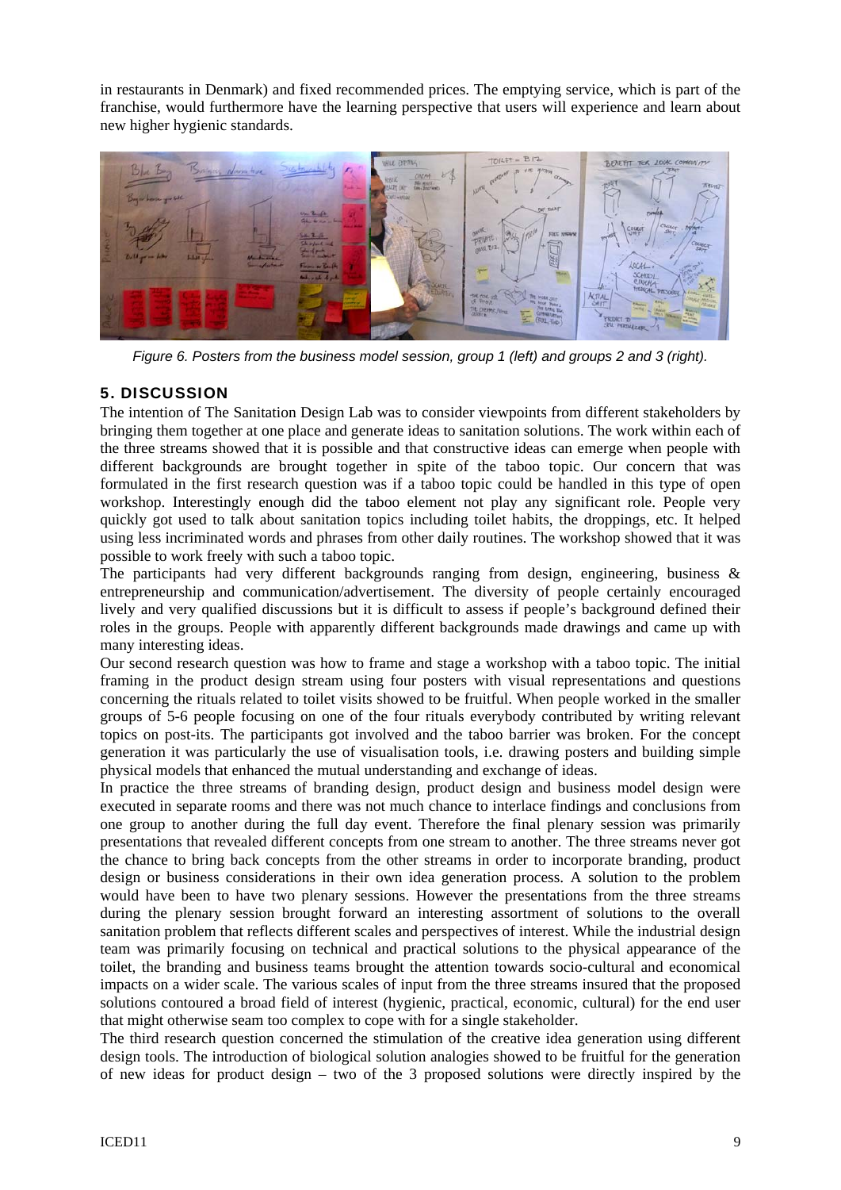in restaurants in Denmark) and fixed recommended prices. The emptying service, which is part of the franchise, would furthermore have the learning perspective that users will experience and learn about new higher hygienic standards.

*Figure 6. Posters from the business model session, group 1 (left) and groups 2 and 3 (right).*

## 5. DISCUSSION

The intention of The Sanitation Design Lab was to consider viewpoints from different stakeholders by bringing them together at one place and generate ideas to sanitation solutions. The work within each of the three streams showed that it is possible and that constructive ideas can emerge when people with different backgrounds are brought together in spite of the taboo topic. Our concern that was formulated in the first research question was if a taboo topic could be handled in this type of open workshop. Interestingly enough did the taboo element not play any significant role. People very quickly got used to talk about sanitation topics including toilet habits, the droppings, etc. It helped using less incriminated words and phrases from other daily routines. The workshop showed that it was possible to work freely with such a taboo topic.

The participants had very different backgrounds ranging from design, engineering, business & entrepreneurship and communication/advertisement. The diversity of people certainly encouraged lively and very qualified discussions but it is difficult to assess if people's background defined their roles in the groups. People with apparently different backgrounds made drawings and came up with many interesting ideas.

Our second research question was how to frame and stage a workshop with a taboo topic. The initial framing in the product design stream using four posters with visual representations and questions concerning the rituals related to toilet visits showed to be fruitful. When people worked in the smaller groups of 5-6 people focusing on one of the four rituals everybody contributed by writing relevant topics on post-its. The participants got involved and the taboo barrier was broken. For the concept generation it was particularly the use of visualisation tools, i.e. drawing posters and building simple physical models that enhanced the mutual understanding and exchange of ideas.

In practice the three streams of branding design, product design and business model design were executed in separate rooms and there was not much chance to interlace findings and conclusions from one group to another during the full day event. Therefore the final plenary session was primarily presentations that revealed different concepts from one stream to another. The three streams never got the chance to bring back concepts from the other streams in order to incorporate branding, product design or business considerations in their own idea generation process. A solution to the problem would have been to have two plenary sessions. However the presentations from the three streams during the plenary session brought forward an interesting assortment of solutions to the overall sanitation problem that reflects different scales and perspectives of interest. While the industrial design team was primarily focusing on technical and practical solutions to the physical appearance of the toilet, the branding and business teams brought the attention towards socio-cultural and economical impacts on a wider scale. The various scales of input from the three streams insured that the proposed solutions contoured a broad field of interest (hygienic, practical, economic, cultural) for the end user that might otherwise seam too complex to cope with for a single stakeholder.

The third research question concerned the stimulation of the creative idea generation using different design tools. The introduction of biological solution analogies showed to be fruitful for the generation of new ideas for product design – two of the 3 proposed solutions were directly inspired by the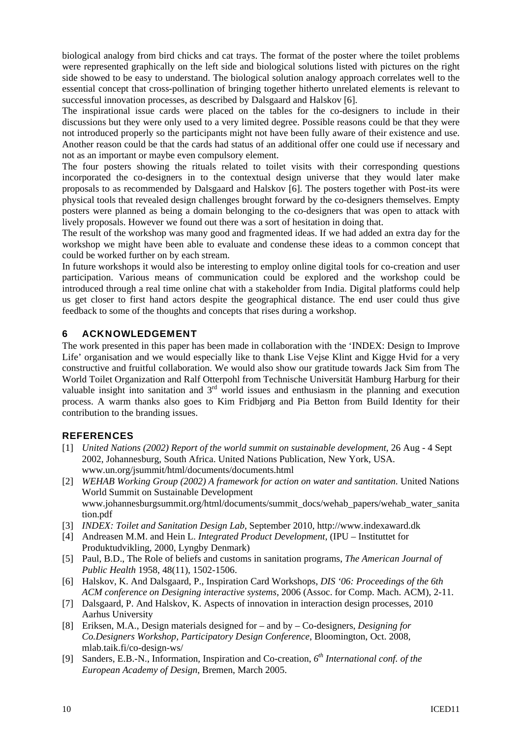biological analogy from bird chicks and cat trays. The format of the poster where the toilet problems were represented graphically on the left side and biological solutions listed with pictures on the right side showed to be easy to understand. The biological solution analogy approach correlates well to the essential concept that cross-pollination of bringing together hitherto unrelated elements is relevant to successful innovation processes, as described by Dalsgaard and Halskov [6].

The inspirational issue cards were placed on the tables for the co-designers to include in their discussions but they were only used to a very limited degree. Possible reasons could be that they were not introduced properly so the participants might not have been fully aware of their existence and use. Another reason could be that the cards had status of an additional offer one could use if necessary and not as an important or maybe even compulsory element.

The four posters showing the rituals related to toilet visits with their corresponding questions incorporated the co-designers in to the contextual design universe that they would later make proposals to as recommended by Dalsgaard and Halskov [6]. The posters together with Post-its were physical tools that revealed design challenges brought forward by the co-designers themselves. Empty posters were planned as being a domain belonging to the co-designers that was open to attack with lively proposals. However we found out there was a sort of hesitation in doing that.

The result of the workshop was many good and fragmented ideas. If we had added an extra day for the workshop we might have been able to evaluate and condense these ideas to a common concept that could be worked further on by each stream.

In future workshops it would also be interesting to employ online digital tools for co-creation and user participation. Various means of communication could be explored and the workshop could be introduced through a real time online chat with a stakeholder from India. Digital platforms could help us get closer to first hand actors despite the geographical distance. The end user could thus give feedback to some of the thoughts and concepts that rises during a workshop.

## 6 ACKNOWLEDGEMENT

The work presented in this paper has been made in collaboration with the 'INDEX: Design to Improve Life' organisation and we would especially like to thank Lise Vejse Klint and Kigge Hvid for a very constructive and fruitful collaboration. We would also show our gratitude towards Jack Sim from The World Toilet Organization and Ralf Otterpohl from Technische Universität Hamburg Harburg for their valuable insight into sanitation and 3rd world issues and enthusiasm in the planning and execution process. A warm thanks also goes to Kim Fridbjørg and Pia Betton from Build Identity for their contribution to the branding issues.

## REFERENCES

[1] *United Nations (2002) Report of the world summit on sustainable development*, 26 Aug - 4 Sept 2002, Johannesburg, South Africa. United Nations Publication, New York, USA. www.un.org/jsummit/html/documents/documents.html

[2] *WEHAB Working Group (2002) A framework for action on water and santitation.* United Nations World Summit on Sustainable Development www.johannesburgsummit.org/html/documents/summit_docs/wehab_papers/wehab_water_sanitation.pdf

[3] *INDEX: Toilet and Sanitation Design Lab*, September 2010, http://www.indexaward.dk

[4] Andreasen M.M. and Hein L. *Integrated Product Development*, (IPU – Instituttet for Produktudvikling, 2000, Lyngby Denmark)

[5] Paul, B.D., The Role of beliefs and customs in sanitation programs, *The American Journal of Public Health* 1958, 48(11), 1502-1506.

[6] Halskov, K. And Dalsgaard, P., Inspiration Card Workshops, *DIS '06: Proceedings of the 6th ACM conference on Designing interactive systems*, 2006 (Assoc. for Comp. Mach. ACM), 2-11.

[7] Dalsgaard, P. And Halskov, K. Aspects of innovation in interaction design processes, 2010 Aarhus University

[8] Eriksen, M.A., Design materials designed for – and by – Co-designers, *Designing for Co.Designers Workshop, Participatory Design Conference*, Bloomington, Oct. 2008, mlab.taik.fi/co-design-ws/

[9] Sanders, E.B.-N., Information, Inspiration and Co-creation, *6th International conf. of the European Academy of Design*, Bremen, March 2005.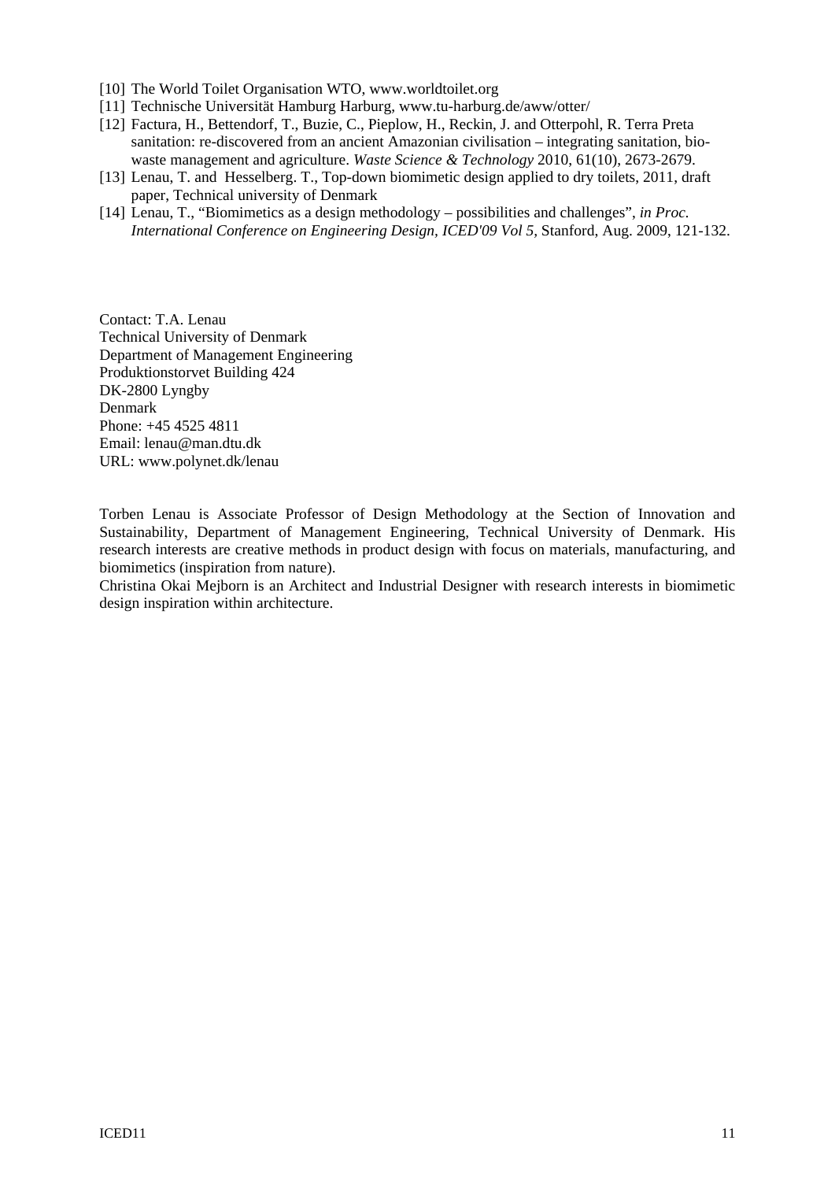[10] The World Toilet Organisation WTO, www.worldtoilet.org

[11] Technische Universität Hamburg Harburg, www.tu-harburg.de/aww/otter/

[12] Factura, H., Bettendorf, T., Buzie, C., Pieplow, H., Reckin, J. and Otterpohl, R. Terra Preta sanitation: re-discovered from an ancient Amazonian civilisation – integrating sanitation, bio-waste management and agriculture. *Waste Science & Technology* 2010, 61(10), 2673-2679.

[13] Lenau, T. and Hesselberg. T., Top-down biomimetic design applied to dry toilets, 2011, draft paper, Technical university of Denmark

[14] Lenau, T., "Biomimetics as a design methodology – possibilities and challenges", *in Proc. International Conference on Engineering Design, ICED'09 Vol 5,* Stanford, Aug. 2009, 121-132.

Contact: T.A. Lenau
Technical University of Denmark
Department of Management Engineering
Produktionstorvet Building 424
DK-2800 Lyngby
Denmark
Phone: +45 4525 4811
Email: lenau@man.dtu.dk
URL: www.polynet.dk/lenau

Torben Lenau is Associate Professor of Design Methodology at the Section of Innovation and Sustainability, Department of Management Engineering, Technical University of Denmark. His research interests are creative methods in product design with focus on materials, manufacturing, and biomimetics (inspiration from nature).

Christina Okai Mejborn is an Architect and Industrial Designer with research interests in biomimetic design inspiration within architecture.